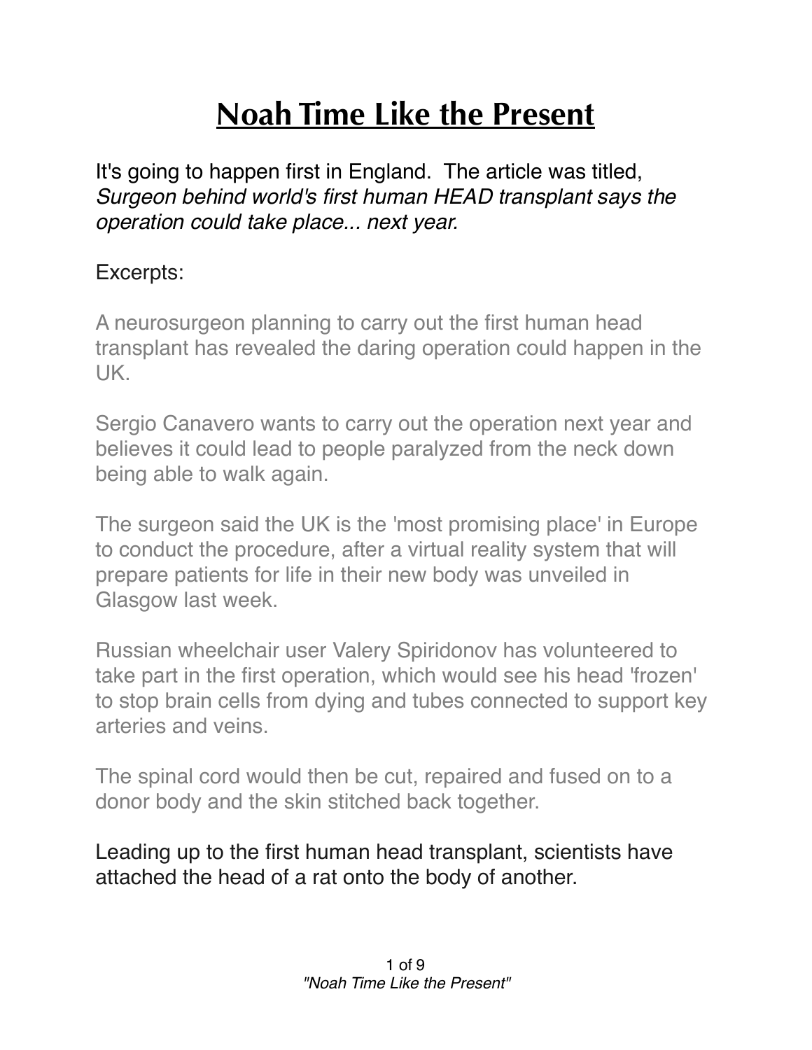# Noah Time Like the Present

It's going to happen first in England. The article was titled, *Surgeon behind world's first human HEAD transplant says the operation could take place... next year.*

Excerpts:

A neurosurgeon planning to carry out the first human head transplant has revealed the daring operation could happen in the UK.

Sergio Canavero wants to carry out the operation next year and believes it could lead to people paralyzed from the neck down being able to walk again.

The surgeon said the UK is the 'most promising place' in Europe to conduct the procedure, after a virtual reality system that will prepare patients for life in their new body was unveiled in Glasgow last week.

Russian wheelchair user Valery Spiridonov has volunteered to take part in the first operation, which would see his head 'frozen' to stop brain cells from dying and tubes connected to support key arteries and veins.

The spinal cord would then be cut, repaired and fused on to a donor body and the skin stitched back together.

Leading up to the first human head transplant, scientists have attached the head of a rat onto the body of another.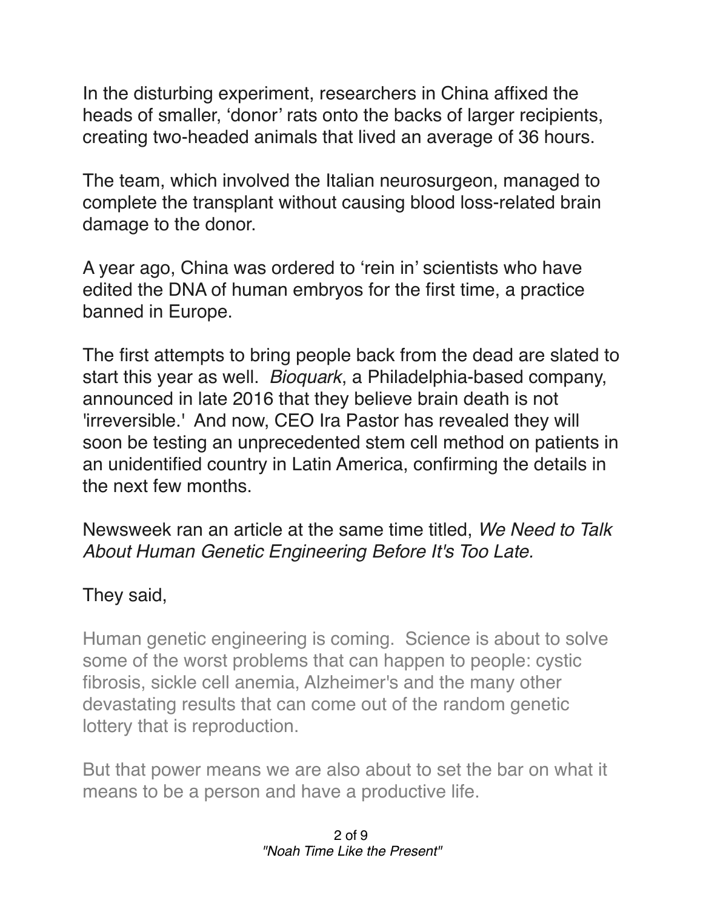In the disturbing experiment, researchers in China affixed the heads of smaller, 'donor' rats onto the backs of larger recipients, creating two-headed animals that lived an average of 36 hours.

The team, which involved the Italian neurosurgeon, managed to complete the transplant without causing blood loss-related brain damage to the donor.

A year ago, China was ordered to 'rein in' scientists who have edited the DNA of human embryos for the first time, a practice banned in Europe.

The first attempts to bring people back from the dead are slated to start this year as well. *Bioquark*, a Philadelphia-based company, announced in late 2016 that they believe brain death is not 'irreversible.' And now, CEO Ira Pastor has revealed they will soon be testing an unprecedented stem cell method on patients in an unidentified country in Latin America, confirming the details in the next few months.

Newsweek ran an article at the same time titled, *We Need to Talk About Human Genetic Engineering Before It's Too Late.*

They said,

> Human genetic engineering is coming. Science is about to solve some of the worst problems that can happen to people: cystic fibrosis, sickle cell anemia, Alzheimer's and the many other devastating results that can come out of the random genetic lottery that is reproduction.
>
> But that power means we are also about to set the bar on what it means to be a person and have a productive life.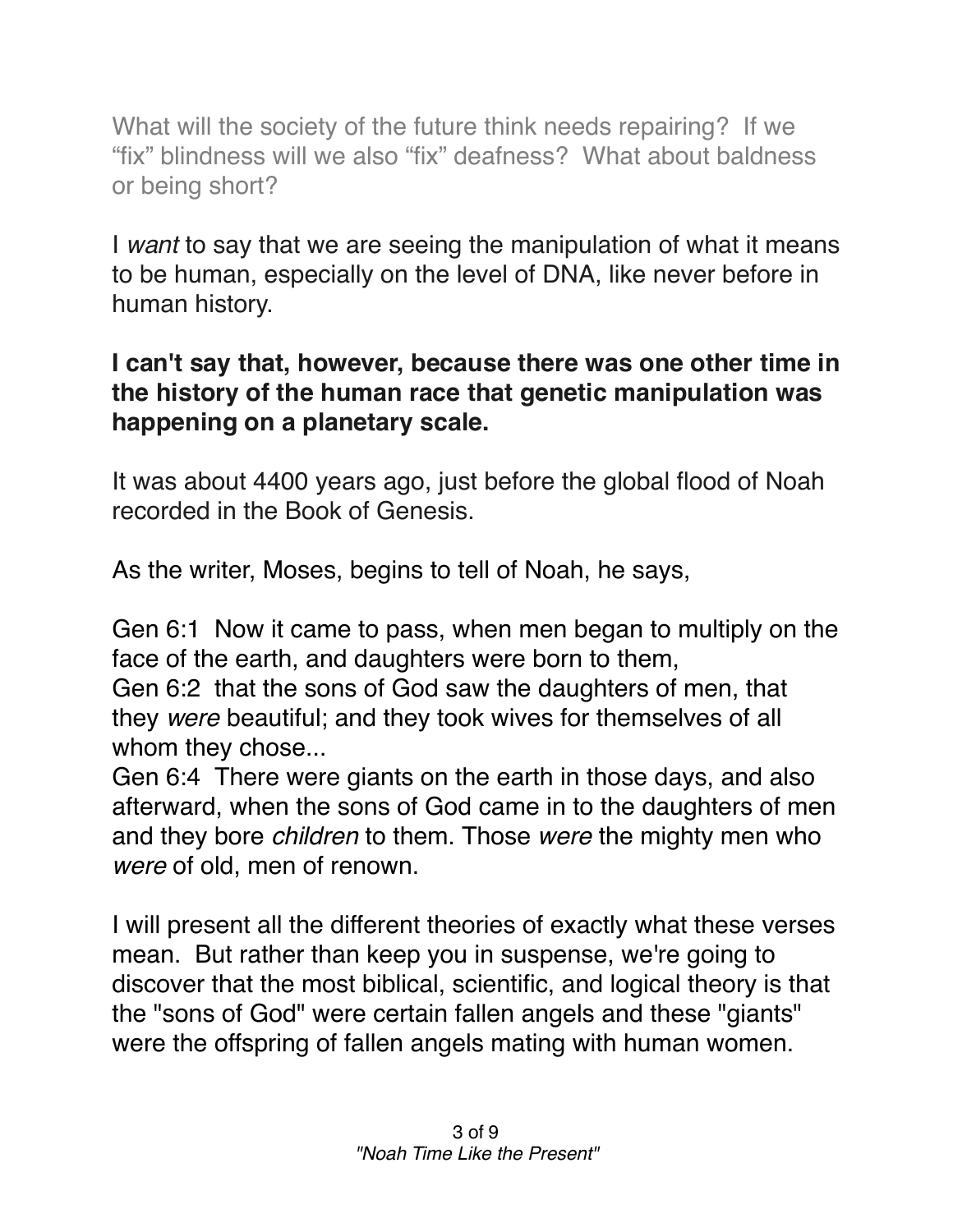What will the society of the future think needs repairing? If we "fix" blindness will we also "fix" deafness? What about baldness or being short?

I *want* to say that we are seeing the manipulation of what it means to be human, especially on the level of DNA, like never before in human history.

**I can't say that, however, because there was one other time in the history of the human race that genetic manipulation was happening on a planetary scale.**

It was about 4400 years ago, just before the global flood of Noah recorded in the Book of Genesis.

As the writer, Moses, begins to tell of Noah, he says,

Gen 6:1 Now it came to pass, when men began to multiply on the face of the earth, and daughters were born to them,
Gen 6:2 that the sons of God saw the daughters of men, that they *were* beautiful; and they took wives for themselves of all whom they chose...
Gen 6:4 There were giants on the earth in those days, and also afterward, when the sons of God came in to the daughters of men and they bore *children* to them. Those *were* the mighty men who *were* of old, men of renown.

I will present all the different theories of exactly what these verses mean. But rather than keep you in suspense, we're going to discover that the most biblical, scientific, and logical theory is that the "sons of God" were certain fallen angels and these "giants" were the offspring of fallen angels mating with human women.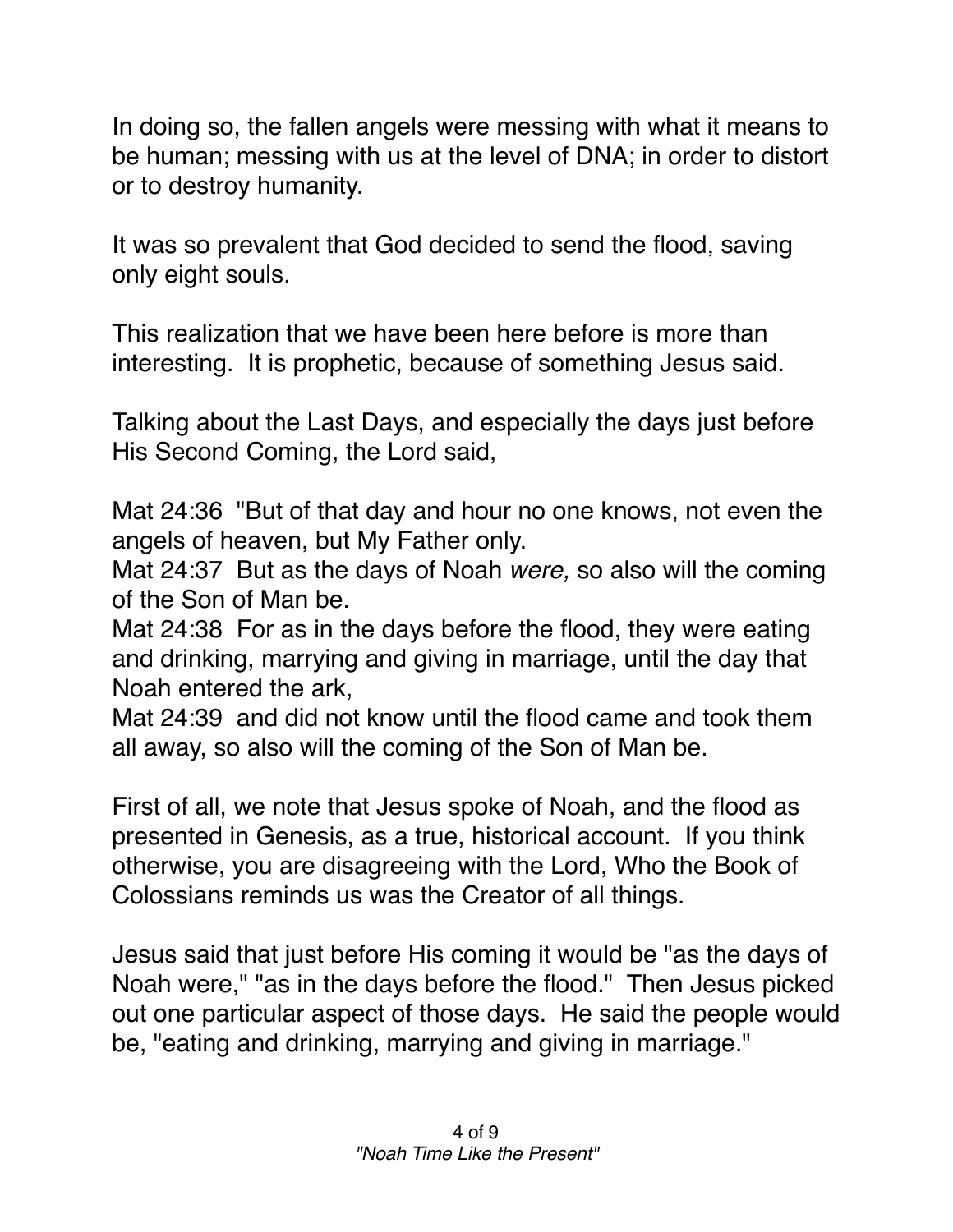In doing so, the fallen angels were messing with what it means to be human; messing with us at the level of DNA; in order to distort or to destroy humanity.

It was so prevalent that God decided to send the flood, saving only eight souls.

This realization that we have been here before is more than interesting. It is prophetic, because of something Jesus said.

Talking about the Last Days, and especially the days just before His Second Coming, the Lord said,

Mat 24:36 "But of that day and hour no one knows, not even the angels of heaven, but My Father only.
Mat 24:37 But as the days of Noah *were,* so also will the coming of the Son of Man be.
Mat 24:38 For as in the days before the flood, they were eating and drinking, marrying and giving in marriage, until the day that Noah entered the ark,
Mat 24:39 and did not know until the flood came and took them all away, so also will the coming of the Son of Man be.

First of all, we note that Jesus spoke of Noah, and the flood as presented in Genesis, as a true, historical account. If you think otherwise, you are disagreeing with the Lord, Who the Book of Colossians reminds us was the Creator of all things.

Jesus said that just before His coming it would be "as the days of Noah were," "as in the days before the flood." Then Jesus picked out one particular aspect of those days. He said the people would be, "eating and drinking, marrying and giving in marriage."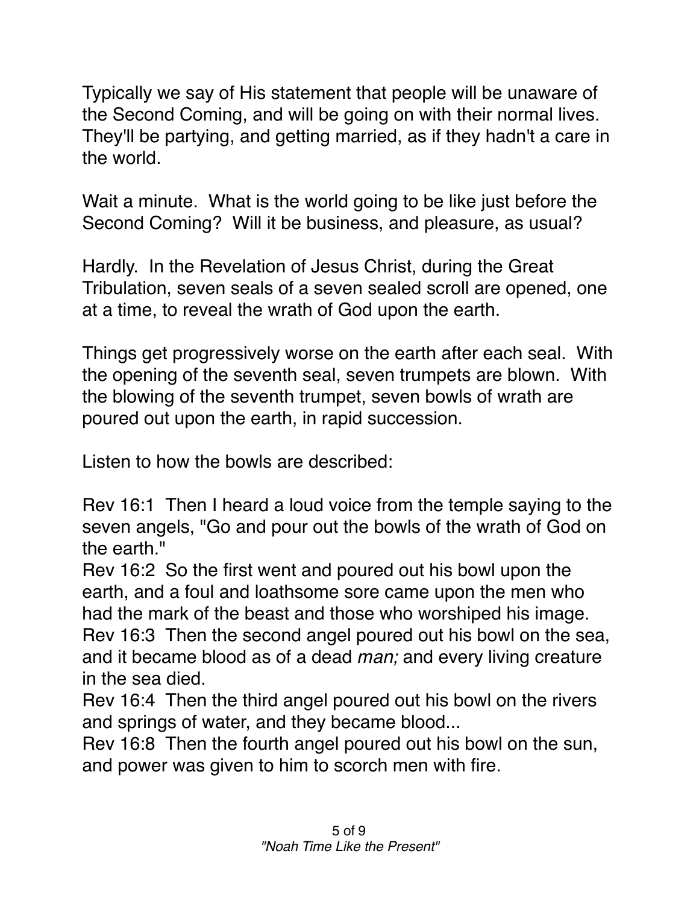Typically we say of His statement that people will be unaware of the Second Coming, and will be going on with their normal lives. They'll be partying, and getting married, as if they hadn't a care in the world.

Wait a minute. What is the world going to be like just before the Second Coming? Will it be business, and pleasure, as usual?

Hardly. In the Revelation of Jesus Christ, during the Great Tribulation, seven seals of a seven sealed scroll are opened, one at a time, to reveal the wrath of God upon the earth.

Things get progressively worse on the earth after each seal. With the opening of the seventh seal, seven trumpets are blown. With the blowing of the seventh trumpet, seven bowls of wrath are poured out upon the earth, in rapid succession.

Listen to how the bowls are described:

Rev 16:1 Then I heard a loud voice from the temple saying to the seven angels, "Go and pour out the bowls of the wrath of God on the earth."
Rev 16:2 So the first went and poured out his bowl upon the earth, and a foul and loathsome sore came upon the men who had the mark of the beast and those who worshiped his image.
Rev 16:3 Then the second angel poured out his bowl on the sea, and it became blood as of a dead *man;* and every living creature in the sea died.
Rev 16:4 Then the third angel poured out his bowl on the rivers and springs of water, and they became blood...
Rev 16:8 Then the fourth angel poured out his bowl on the sun, and power was given to him to scorch men with fire.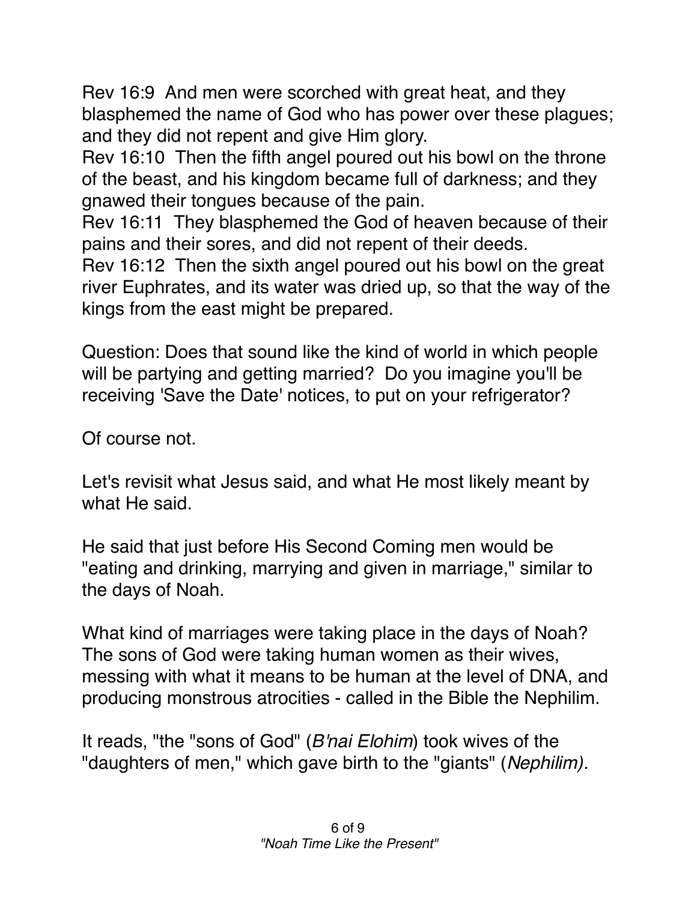Rev 16:9  And men were scorched with great heat, and they blasphemed the name of God who has power over these plagues; and they did not repent and give Him glory.
Rev 16:10  Then the fifth angel poured out his bowl on the throne of the beast, and his kingdom became full of darkness; and they gnawed their tongues because of the pain.
Rev 16:11  They blasphemed the God of heaven because of their pains and their sores, and did not repent of their deeds.
Rev 16:12  Then the sixth angel poured out his bowl on the great river Euphrates, and its water was dried up, so that the way of the kings from the east might be prepared.

Question: Does that sound like the kind of world in which people will be partying and getting married? Do you imagine you'll be receiving 'Save the Date' notices, to put on your refrigerator?

Of course not.

Let's revisit what Jesus said, and what He most likely meant by what He said.

He said that just before His Second Coming men would be "eating and drinking, marrying and given in marriage," similar to the days of Noah.

What kind of marriages were taking place in the days of Noah? The sons of God were taking human women as their wives, messing with what it means to be human at the level of DNA, and producing monstrous atrocities - called in the Bible the Nephilim.

It reads, "the "sons of God" (*B'nai Elohim*) took wives of the "daughters of men," which gave birth to the "giants" (*Nephilim).*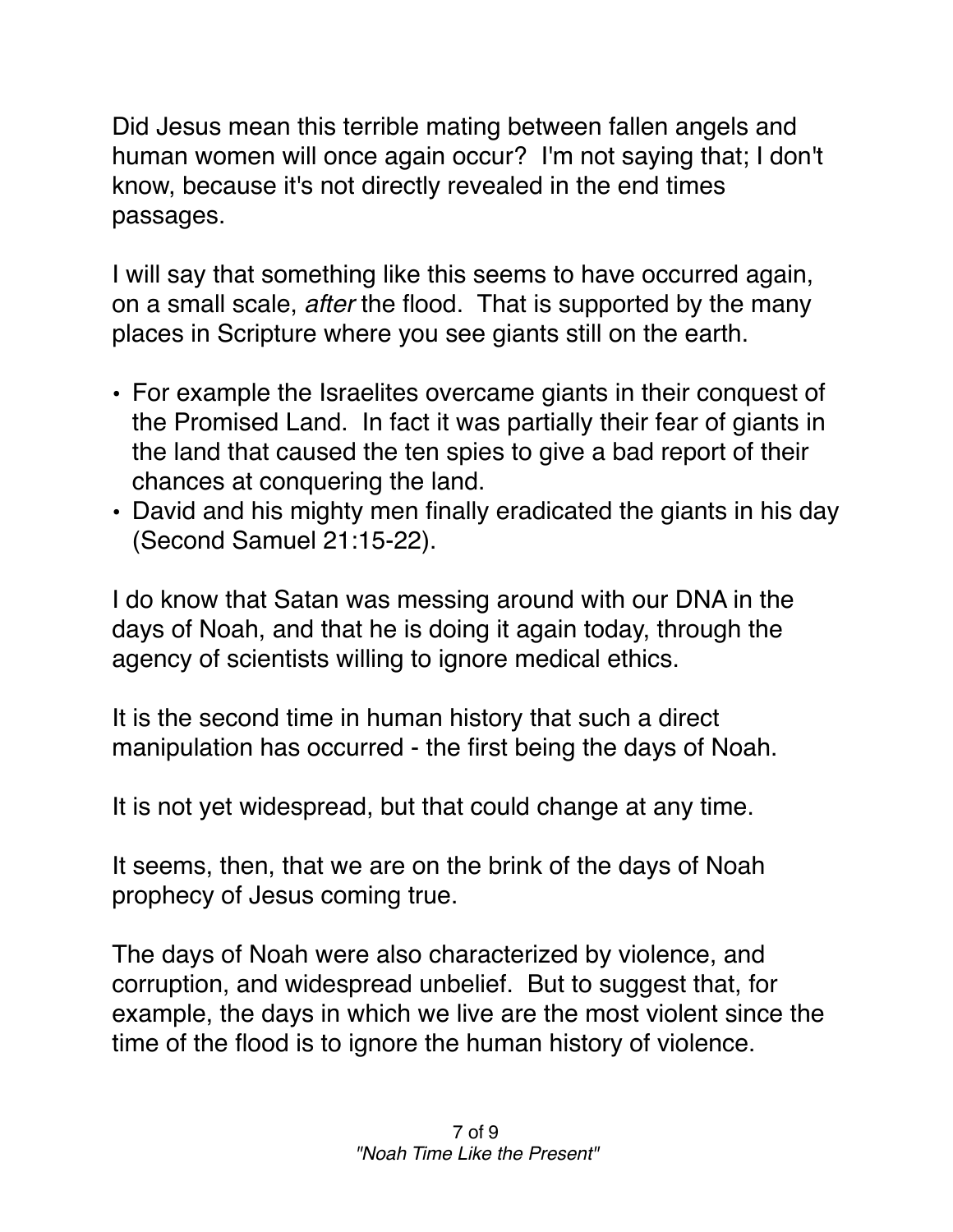Did Jesus mean this terrible mating between fallen angels and human women will once again occur? I'm not saying that; I don't know, because it's not directly revealed in the end times passages.

I will say that something like this seems to have occurred again, on a small scale, *after* the flood. That is supported by the many places in Scripture where you see giants still on the earth.

- For example the Israelites overcame giants in their conquest of the Promised Land. In fact it was partially their fear of giants in the land that caused the ten spies to give a bad report of their chances at conquering the land.
- David and his mighty men finally eradicated the giants in his day (Second Samuel 21:15-22).

I do know that Satan was messing around with our DNA in the days of Noah, and that he is doing it again today, through the agency of scientists willing to ignore medical ethics.

It is the second time in human history that such a direct manipulation has occurred - the first being the days of Noah.

It is not yet widespread, but that could change at any time.

It seems, then, that we are on the brink of the days of Noah prophecy of Jesus coming true.

The days of Noah were also characterized by violence, and corruption, and widespread unbelief. But to suggest that, for example, the days in which we live are the most violent since the time of the flood is to ignore the human history of violence.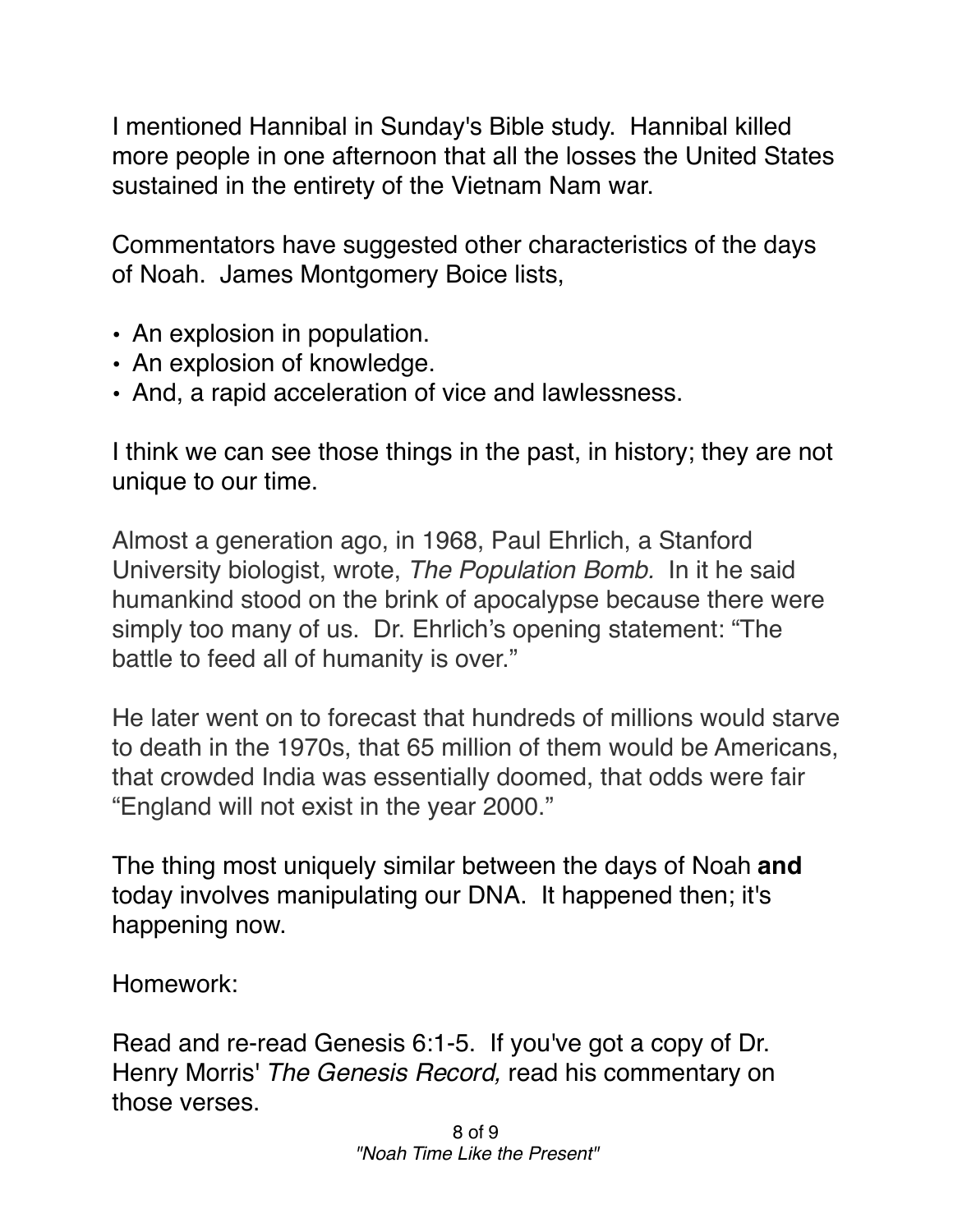I mentioned Hannibal in Sunday's Bible study. Hannibal killed more people in one afternoon that all the losses the United States sustained in the entirety of the Vietnam Nam war.

Commentators have suggested other characteristics of the days of Noah. James Montgomery Boice lists,

- An explosion in population.
- An explosion of knowledge.
- And, a rapid acceleration of vice and lawlessness.

I think we can see those things in the past, in history; they are not unique to our time.

Almost a generation ago, in 1968, Paul Ehrlich, a Stanford University biologist, wrote, *The Population Bomb.* In it he said humankind stood on the brink of apocalypse because there were simply too many of us. Dr. Ehrlich's opening statement: "The battle to feed all of humanity is over."

He later went on to forecast that hundreds of millions would starve to death in the 1970s, that 65 million of them would be Americans, that crowded India was essentially doomed, that odds were fair "England will not exist in the year 2000."

The thing most uniquely similar between the days of Noah **and** today involves manipulating our DNA. It happened then; it's happening now.

Homework:

Read and re-read Genesis 6:1-5. If you've got a copy of Dr. Henry Morris' *The Genesis Record,* read his commentary on those verses.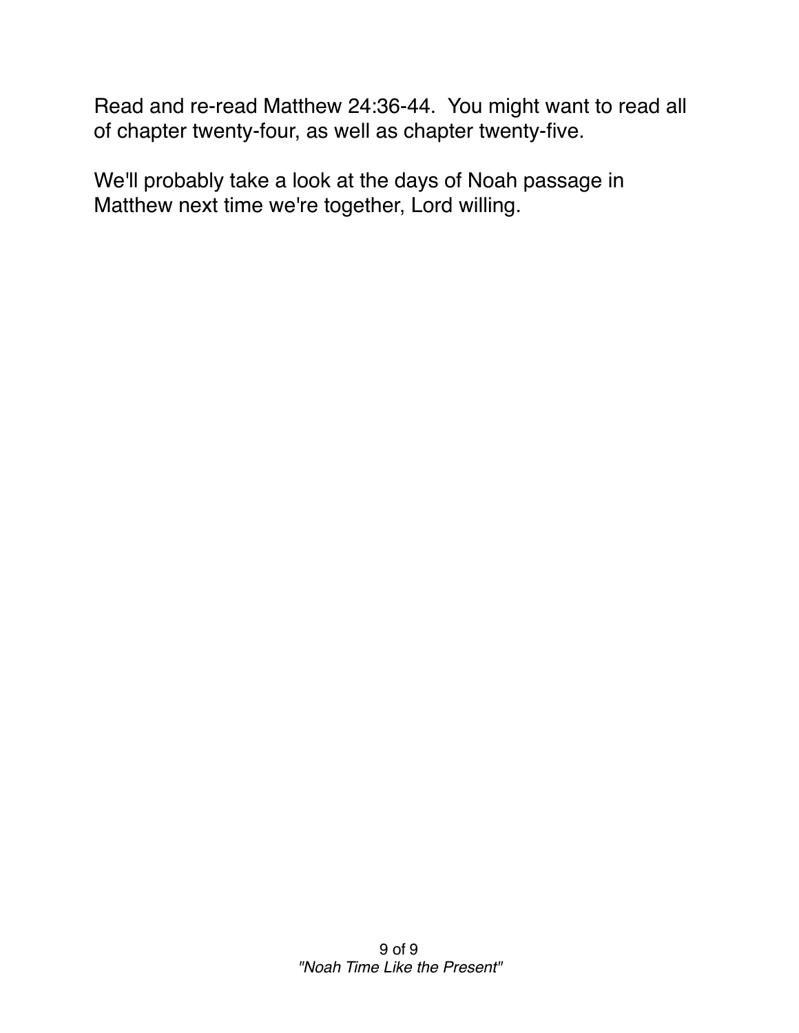Read and re-read Matthew 24:36-44. You might want to read all of chapter twenty-four, as well as chapter twenty-five.

We'll probably take a look at the days of Noah passage in Matthew next time we're together, Lord willing.